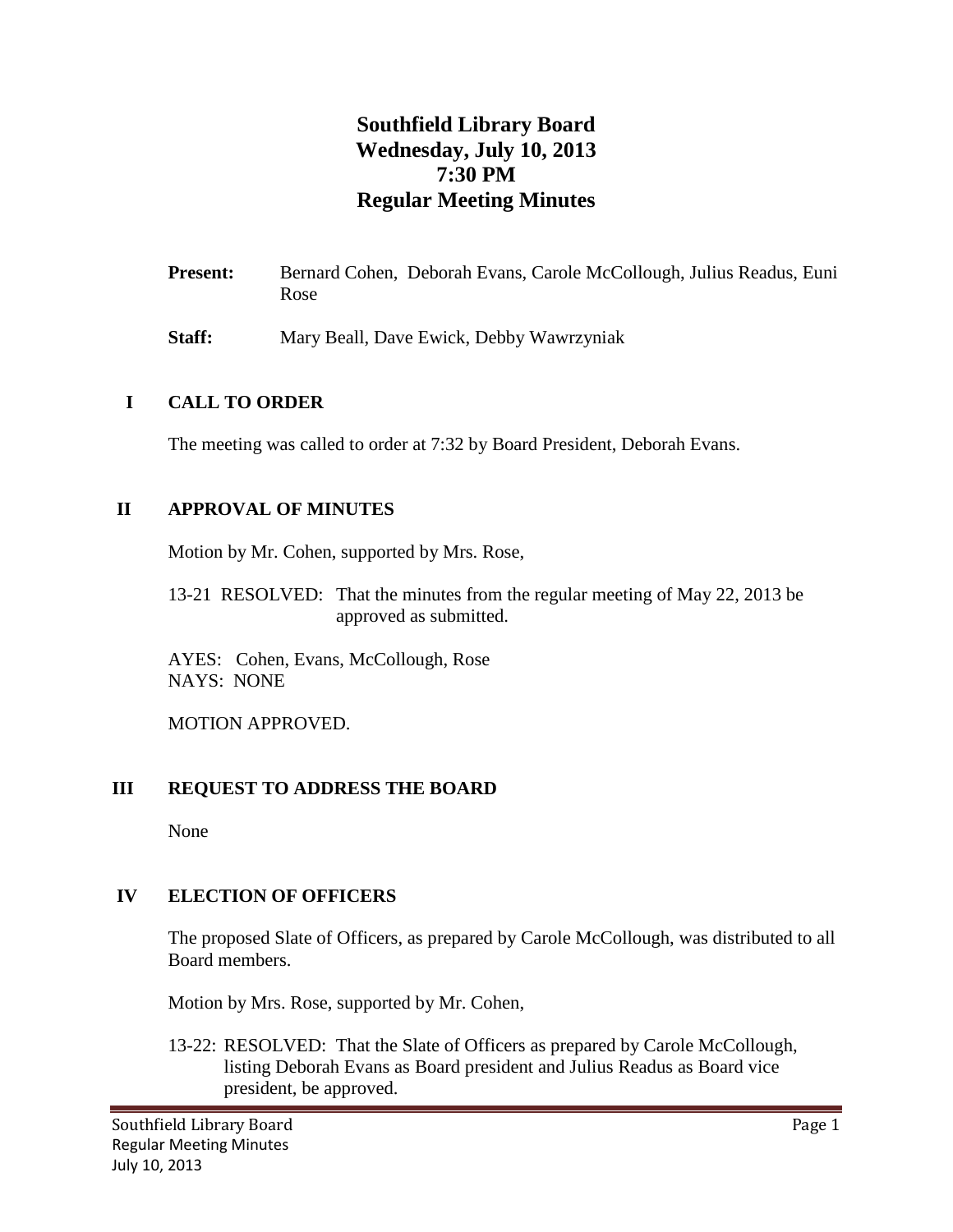# Southfield Library Board
## Wednesday, July 10, 2013
## 7:30 PM
## Regular Meeting Minutes

**Present:** Bernard Cohen, Deborah Evans, Carole McCollough, Julius Readus, Euni Rose

**Staff:** Mary Beall, Dave Ewick, Debby Wawrzyniak

## I CALL TO ORDER

The meeting was called to order at 7:32 by Board President, Deborah Evans.

## II APPROVAL OF MINUTES

Motion by Mr. Cohen, supported by Mrs. Rose,

13-21 RESOLVED: That the minutes from the regular meeting of May 22, 2013 be approved as submitted.

AYES: Cohen, Evans, McCollough, Rose
NAYS: NONE

MOTION APPROVED.

## III REQUEST TO ADDRESS THE BOARD

None

## IV ELECTION OF OFFICERS

The proposed Slate of Officers, as prepared by Carole McCollough, was distributed to all Board members.

Motion by Mrs. Rose, supported by Mr. Cohen,

13-22: RESOLVED: That the Slate of Officers as prepared by Carole McCollough, listing Deborah Evans as Board president and Julius Readus as Board vice president, be approved.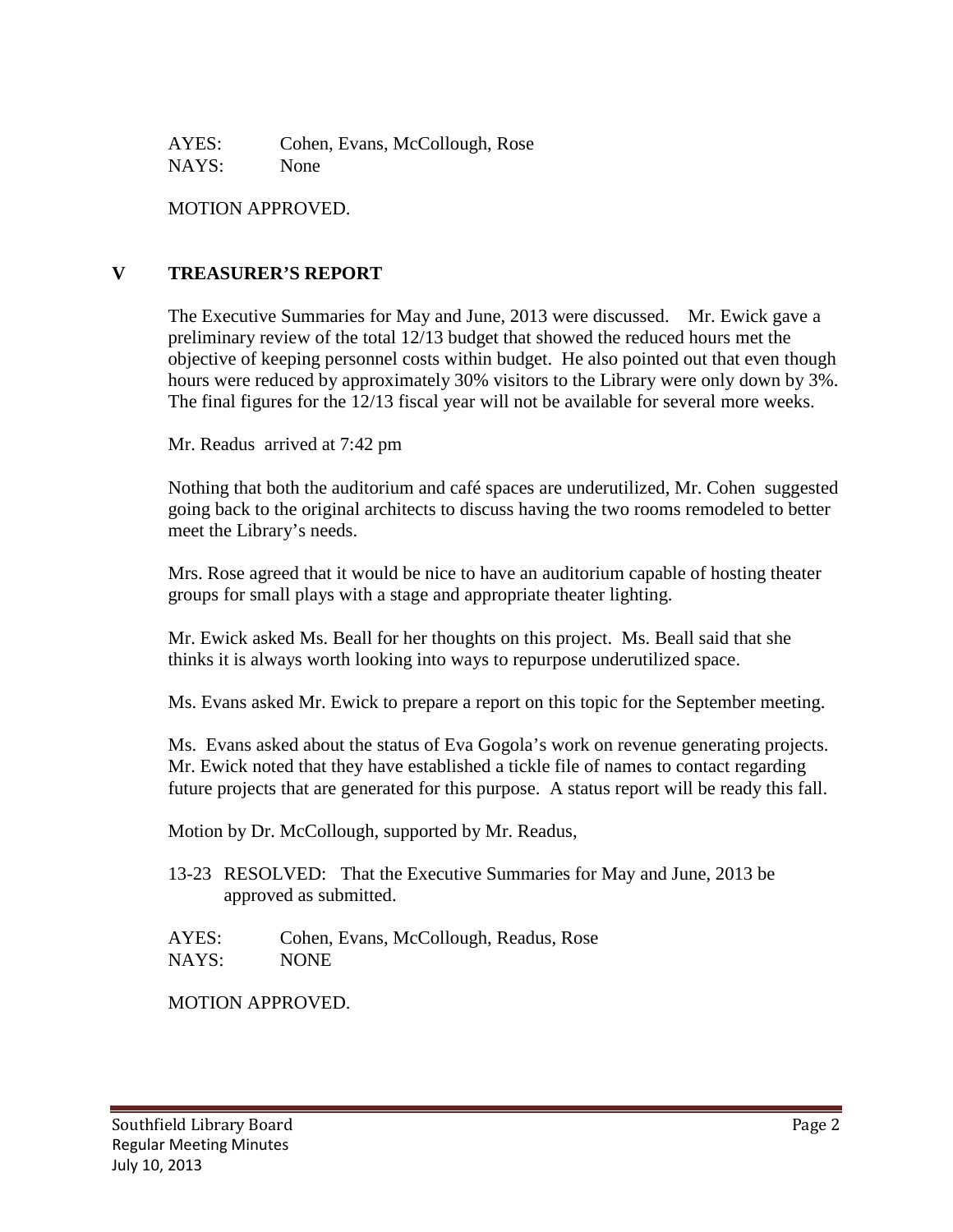AYES: Cohen, Evans, McCollough, Rose
NAYS: None

MOTION APPROVED.

## V TREASURER'S REPORT

The Executive Summaries for May and June, 2013 were discussed. Mr. Ewick gave a preliminary review of the total 12/13 budget that showed the reduced hours met the objective of keeping personnel costs within budget. He also pointed out that even though hours were reduced by approximately 30% visitors to the Library were only down by 3%. The final figures for the 12/13 fiscal year will not be available for several more weeks.

Mr. Readus arrived at 7:42 pm

Nothing that both the auditorium and café spaces are underutilized, Mr. Cohen suggested going back to the original architects to discuss having the two rooms remodeled to better meet the Library's needs.

Mrs. Rose agreed that it would be nice to have an auditorium capable of hosting theater groups for small plays with a stage and appropriate theater lighting.

Mr. Ewick asked Ms. Beall for her thoughts on this project. Ms. Beall said that she thinks it is always worth looking into ways to repurpose underutilized space.

Ms. Evans asked Mr. Ewick to prepare a report on this topic for the September meeting.

Ms. Evans asked about the status of Eva Gogola's work on revenue generating projects. Mr. Ewick noted that they have established a tickle file of names to contact regarding future projects that are generated for this purpose. A status report will be ready this fall.

Motion by Dr. McCollough, supported by Mr. Readus,

13-23 RESOLVED: That the Executive Summaries for May and June, 2013 be approved as submitted.

AYES: Cohen, Evans, McCollough, Readus, Rose
NAYS: NONE

MOTION APPROVED.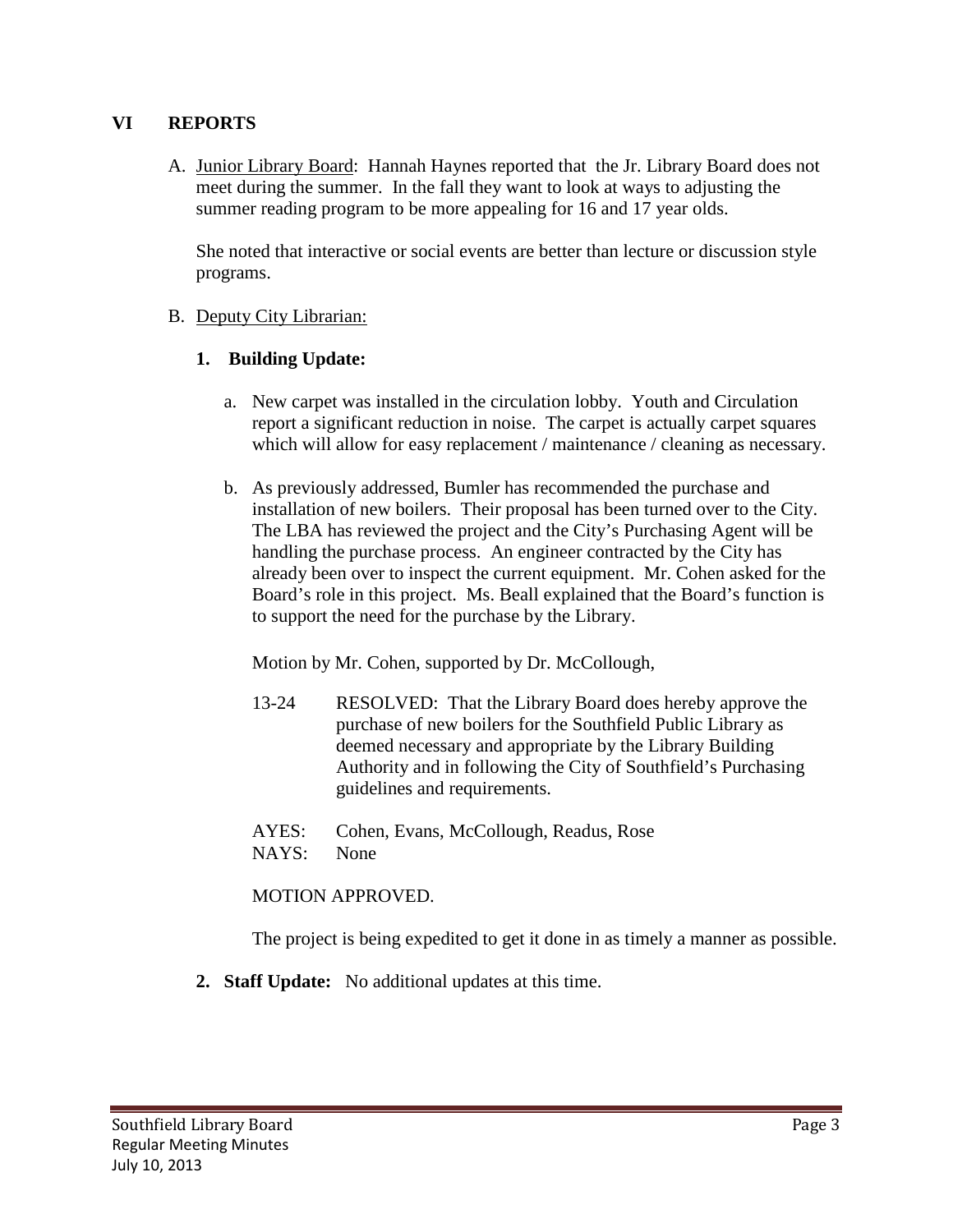## VI REPORTS

A. Junior Library Board: Hannah Haynes reported that the Jr. Library Board does not meet during the summer. In the fall they want to look at ways to adjusting the summer reading program to be more appealing for 16 and 17 year olds.

   She noted that interactive or social events are better than lecture or discussion style programs.

B. Deputy City Librarian:

   **1. Building Update:**

   a. New carpet was installed in the circulation lobby. Youth and Circulation report a significant reduction in noise. The carpet is actually carpet squares which will allow for easy replacement / maintenance / cleaning as necessary.

   b. As previously addressed, Bumler has recommended the purchase and installation of new boilers. Their proposal has been turned over to the City. The LBA has reviewed the project and the City's Purchasing Agent will be handling the purchase process. An engineer contracted by the City has already been over to inspect the current equipment. Mr. Cohen asked for the Board's role in this project. Ms. Beall explained that the Board's function is to support the need for the purchase by the Library.

      Motion by Mr. Cohen, supported by Dr. McCollough,

      13-24 RESOLVED: That the Library Board does hereby approve the purchase of new boilers for the Southfield Public Library as deemed necessary and appropriate by the Library Building Authority and in following the City of Southfield's Purchasing guidelines and requirements.

      AYES: Cohen, Evans, McCollough, Readus, Rose
      NAYS: None

      MOTION APPROVED.

      The project is being expedited to get it done in as timely a manner as possible.

   **2. Staff Update:** No additional updates at this time.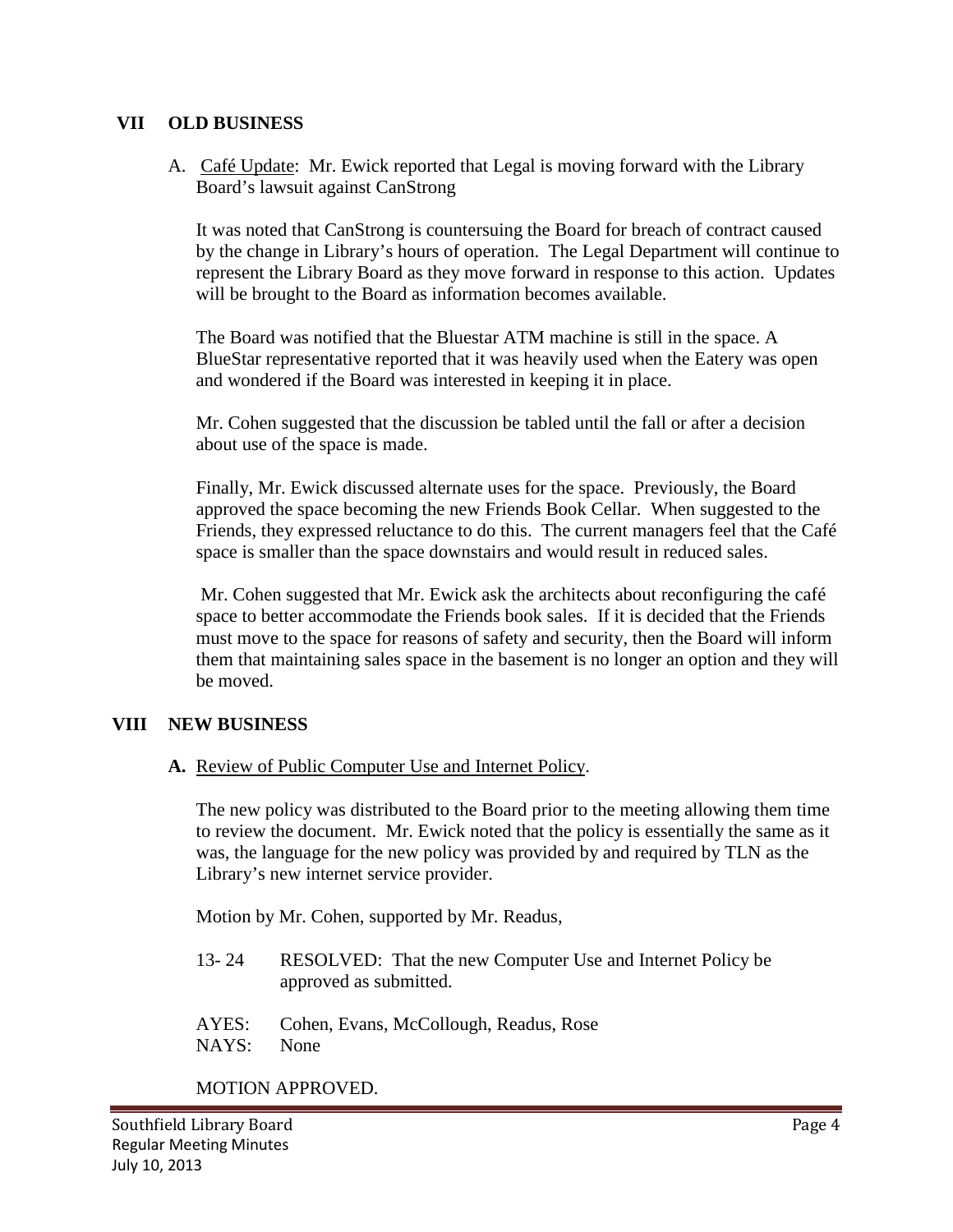## VII OLD BUSINESS

A. Café Update: Mr. Ewick reported that Legal is moving forward with the Library Board's lawsuit against CanStrong

It was noted that CanStrong is countersuing the Board for breach of contract caused by the change in Library's hours of operation. The Legal Department will continue to represent the Library Board as they move forward in response to this action. Updates will be brought to the Board as information becomes available.

The Board was notified that the Bluestar ATM machine is still in the space. A BlueStar representative reported that it was heavily used when the Eatery was open and wondered if the Board was interested in keeping it in place.

Mr. Cohen suggested that the discussion be tabled until the fall or after a decision about use of the space is made.

Finally, Mr. Ewick discussed alternate uses for the space. Previously, the Board approved the space becoming the new Friends Book Cellar. When suggested to the Friends, they expressed reluctance to do this. The current managers feel that the Café space is smaller than the space downstairs and would result in reduced sales.

Mr. Cohen suggested that Mr. Ewick ask the architects about reconfiguring the café space to better accommodate the Friends book sales. If it is decided that the Friends must move to the space for reasons of safety and security, then the Board will inform them that maintaining sales space in the basement is no longer an option and they will be moved.

## VIII NEW BUSINESS

**A.** Review of Public Computer Use and Internet Policy.

The new policy was distributed to the Board prior to the meeting allowing them time to review the document. Mr. Ewick noted that the policy is essentially the same as it was, the language for the new policy was provided by and required by TLN as the Library's new internet service provider.

Motion by Mr. Cohen, supported by Mr. Readus,

13- 24 RESOLVED: That the new Computer Use and Internet Policy be approved as submitted.

AYES: Cohen, Evans, McCollough, Readus, Rose
NAYS: None

MOTION APPROVED.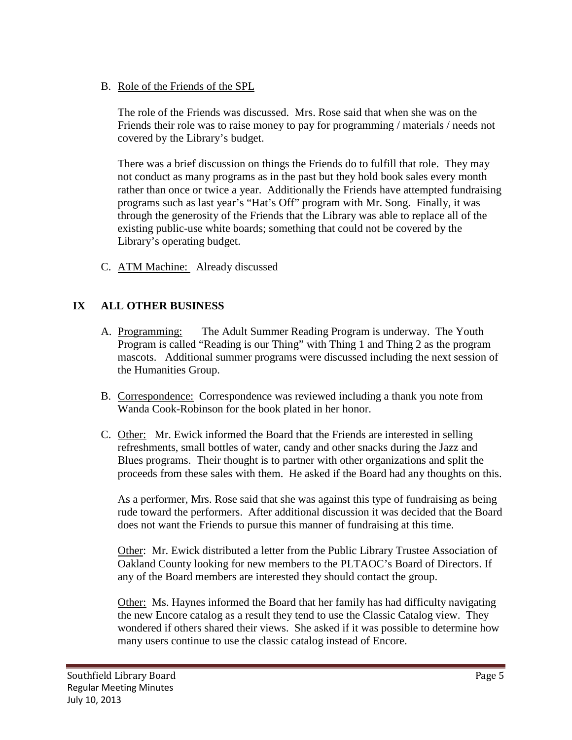B. Role of the Friends of the SPL

The role of the Friends was discussed. Mrs. Rose said that when she was on the Friends their role was to raise money to pay for programming / materials / needs not covered by the Library's budget.

There was a brief discussion on things the Friends do to fulfill that role. They may not conduct as many programs as in the past but they hold book sales every month rather than once or twice a year. Additionally the Friends have attempted fundraising programs such as last year's "Hat's Off" program with Mr. Song. Finally, it was through the generosity of the Friends that the Library was able to replace all of the existing public-use white boards; something that could not be covered by the Library's operating budget.

C. ATM Machine: Already discussed

## IX ALL OTHER BUSINESS

A. Programming: The Adult Summer Reading Program is underway. The Youth Program is called "Reading is our Thing" with Thing 1 and Thing 2 as the program mascots. Additional summer programs were discussed including the next session of the Humanities Group.

B. Correspondence: Correspondence was reviewed including a thank you note from Wanda Cook-Robinson for the book plated in her honor.

C. Other: Mr. Ewick informed the Board that the Friends are interested in selling refreshments, small bottles of water, candy and other snacks during the Jazz and Blues programs. Their thought is to partner with other organizations and split the proceeds from these sales with them. He asked if the Board had any thoughts on this.

As a performer, Mrs. Rose said that she was against this type of fundraising as being rude toward the performers. After additional discussion it was decided that the Board does not want the Friends to pursue this manner of fundraising at this time.

Other: Mr. Ewick distributed a letter from the Public Library Trustee Association of Oakland County looking for new members to the PLTAOC's Board of Directors. If any of the Board members are interested they should contact the group.

Other: Ms. Haynes informed the Board that her family has had difficulty navigating the new Encore catalog as a result they tend to use the Classic Catalog view. They wondered if others shared their views. She asked if it was possible to determine how many users continue to use the classic catalog instead of Encore.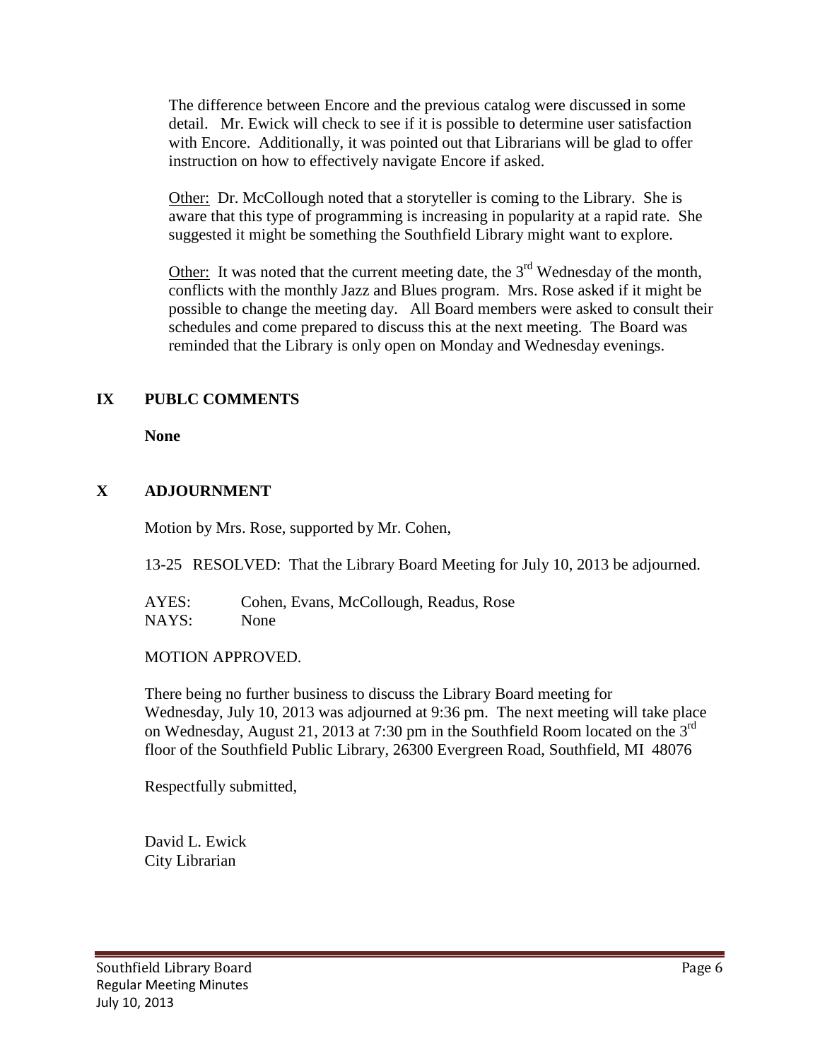The difference between Encore and the previous catalog were discussed in some detail. Mr. Ewick will check to see if it is possible to determine user satisfaction with Encore. Additionally, it was pointed out that Librarians will be glad to offer instruction on how to effectively navigate Encore if asked.

Other: Dr. McCollough noted that a storyteller is coming to the Library. She is aware that this type of programming is increasing in popularity at a rapid rate. She suggested it might be something the Southfield Library might want to explore.

Other: It was noted that the current meeting date, the 3rd Wednesday of the month, conflicts with the monthly Jazz and Blues program. Mrs. Rose asked if it might be possible to change the meeting day. All Board members were asked to consult their schedules and come prepared to discuss this at the next meeting. The Board was reminded that the Library is only open on Monday and Wednesday evenings.

## IX PUBLC COMMENTS

**None**

## X ADJOURNMENT

Motion by Mrs. Rose, supported by Mr. Cohen,

13-25 RESOLVED: That the Library Board Meeting for July 10, 2013 be adjourned.

AYES: Cohen, Evans, McCollough, Readus, Rose
NAYS: None

MOTION APPROVED.

There being no further business to discuss the Library Board meeting for Wednesday, July 10, 2013 was adjourned at 9:36 pm. The next meeting will take place on Wednesday, August 21, 2013 at 7:30 pm in the Southfield Room located on the 3rd floor of the Southfield Public Library, 26300 Evergreen Road, Southfield, MI 48076

Respectfully submitted,

David L. Ewick
City Librarian